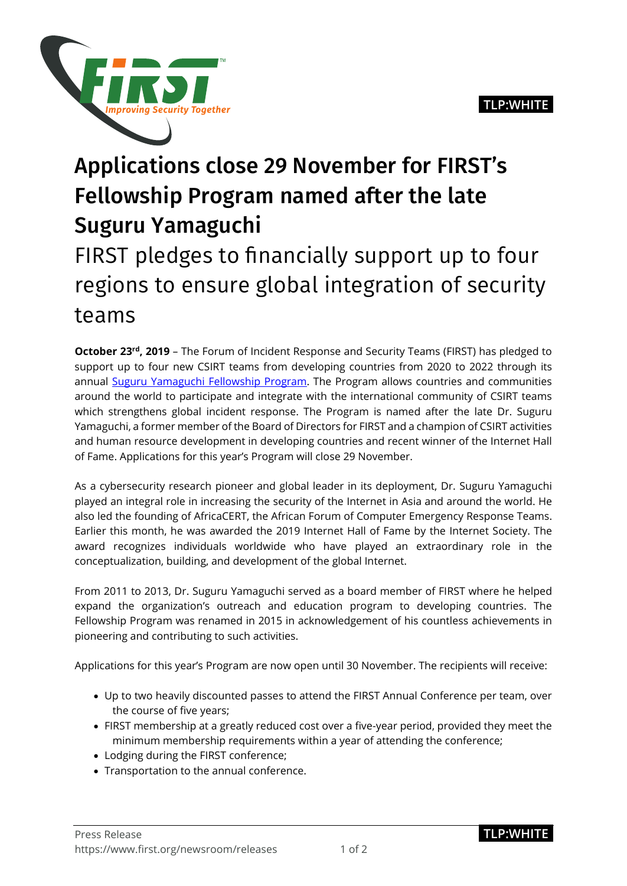TLP:WHITE

# Applications close 29 November for FIRST's Fellowship Program named after the late Suguru Yamaguchi

## FIRST pledges to financially support up to four regions to ensure global integration of security teams

**October 23rd, 2019** – The Forum of Incident Response and Security Teams (FIRST) has pledged to support up to four new CSIRT teams from developing countries from 2020 to 2022 through its annual [Suguru Yamaguchi Fellowship Program](). The Program allows countries and communities around the world to participate and integrate with the international community of CSIRT teams which strengthens global incident response. The Program is named after the late Dr. Suguru Yamaguchi, a former member of the Board of Directors for FIRST and a champion of CSIRT activities and human resource development in developing countries and recent winner of the Internet Hall of Fame. Applications for this year's Program will close 29 November.

As a cybersecurity research pioneer and global leader in its deployment, Dr. Suguru Yamaguchi played an integral role in increasing the security of the Internet in Asia and around the world. He also led the founding of AfricaCERT, the African Forum of Computer Emergency Response Teams. Earlier this month, he was awarded the 2019 Internet Hall of Fame by the Internet Society. The award recognizes individuals worldwide who have played an extraordinary role in the conceptualization, building, and development of the global Internet.

From 2011 to 2013, Dr. Suguru Yamaguchi served as a board member of FIRST where he helped expand the organization's outreach and education program to developing countries. The Fellowship Program was renamed in 2015 in acknowledgement of his countless achievements in pioneering and contributing to such activities.

Applications for this year's Program are now open until 30 November. The recipients will receive:

- Up to two heavily discounted passes to attend the FIRST Annual Conference per team, over the course of five years;
- FIRST membership at a greatly reduced cost over a five-year period, provided they meet the minimum membership requirements within a year of attending the conference;
- Lodging during the FIRST conference;
- Transportation to the annual conference.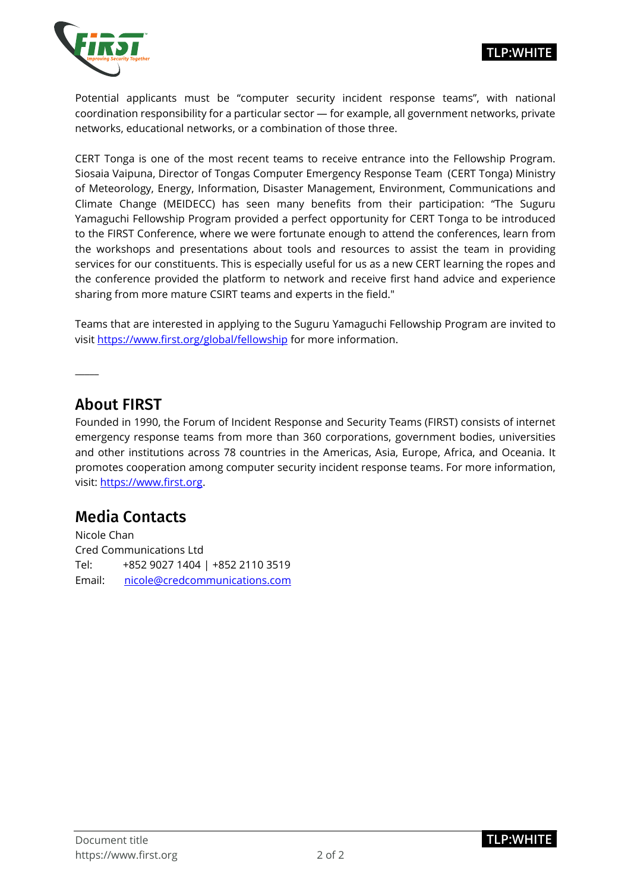Potential applicants must be "computer security incident response teams", with national coordination responsibility for a particular sector — for example, all government networks, private networks, educational networks, or a combination of those three.

CERT Tonga is one of the most recent teams to receive entrance into the Fellowship Program. Siosaia Vaipuna, Director of Tongas Computer Emergency Response Team (CERT Tonga) Ministry of Meteorology, Energy, Information, Disaster Management, Environment, Communications and Climate Change (MEIDECC) has seen many benefits from their participation: "The Suguru Yamaguchi Fellowship Program provided a perfect opportunity for CERT Tonga to be introduced to the FIRST Conference, where we were fortunate enough to attend the conferences, learn from the workshops and presentations about tools and resources to assist the team in providing services for our constituents. This is especially useful for us as a new CERT learning the ropes and the conference provided the platform to network and receive first hand advice and experience sharing from more mature CSIRT teams and experts in the field."

Teams that are interested in applying to the Suguru Yamaguchi Fellowship Program are invited to visit [https://www.first.org/global/fellowship](https://www.first.org/global/fellowship) for more information.

____

## About FIRST

Founded in 1990, the Forum of Incident Response and Security Teams (FIRST) consists of internet emergency response teams from more than 360 corporations, government bodies, universities and other institutions across 78 countries in the Americas, Asia, Europe, Africa, and Oceania. It promotes cooperation among computer security incident response teams. For more information, visit: [https://www.first.org](https://www.first.org).

## Media Contacts

Nicole Chan
Cred Communications Ltd
Tel: +852 9027 1404 | +852 2110 3519
Email: [nicole@credcommunications.com](mailto:nicole@credcommunications.com)